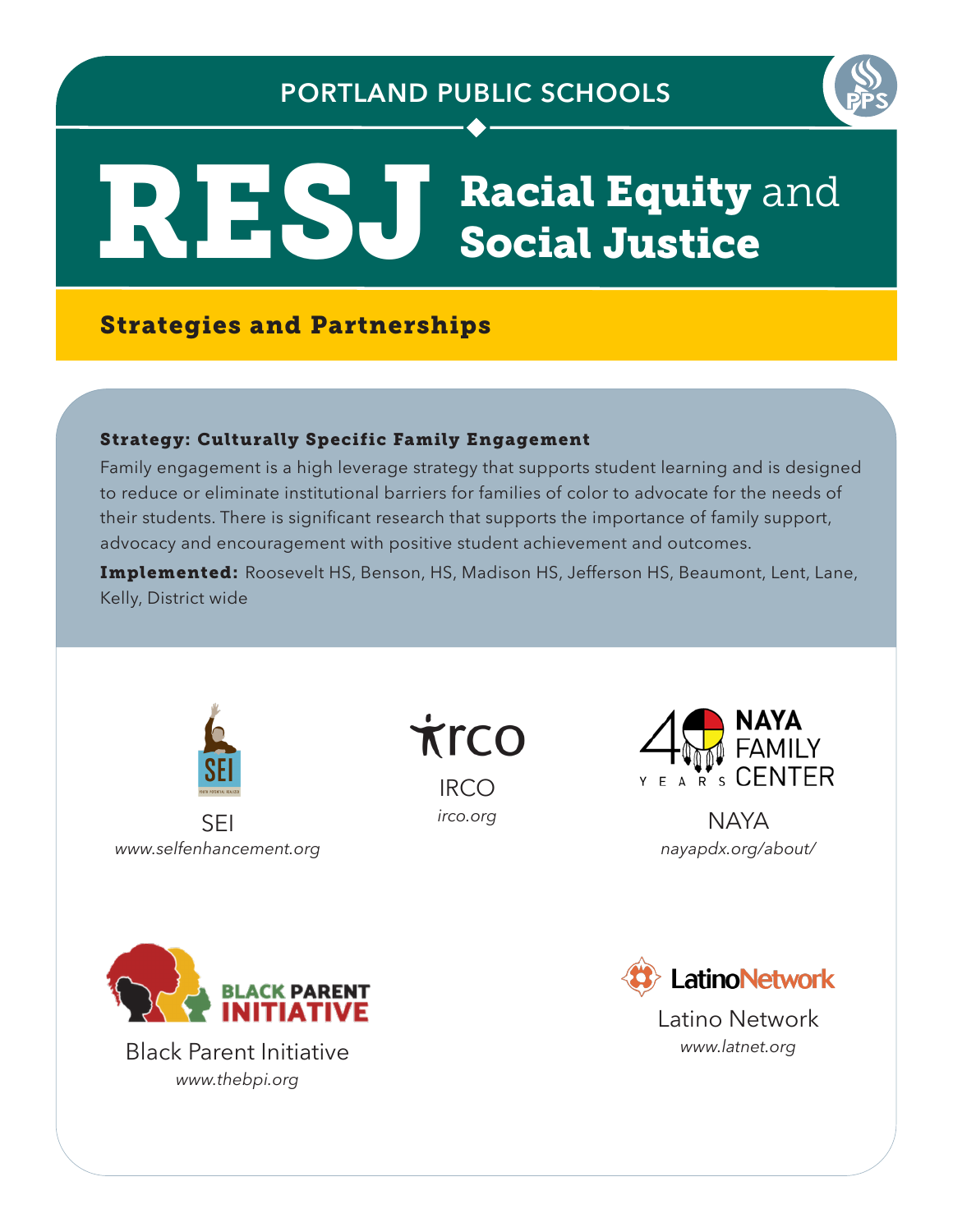PORTLAND PUBLIC SCHOOLS

# RESJ Racial Equity and Social Justice

## Strategies and Partnerships

### Strategy: Culturally Specific Family Engagement

Family engagement is a high leverage strategy that supports student learning and is designed to reduce or eliminate institutional barriers for families of color to advocate for the needs of their students. There is significant research that supports the importance of family support, advocacy and encouragement with positive student achievement and outcomes.

**Implemented:** Roosevelt HS, Benson, HS, Madison HS, Jefferson HS, Beaumont, Lent, Lane, Kelly, District wide

SEI
*www.selfenhancement.org*

IRCO
*irco.org*

NAYA
*nayapdx.org/about/*

Black Parent Initiative
*www.thebpi.org*

Latino Network
*www.latnet.org*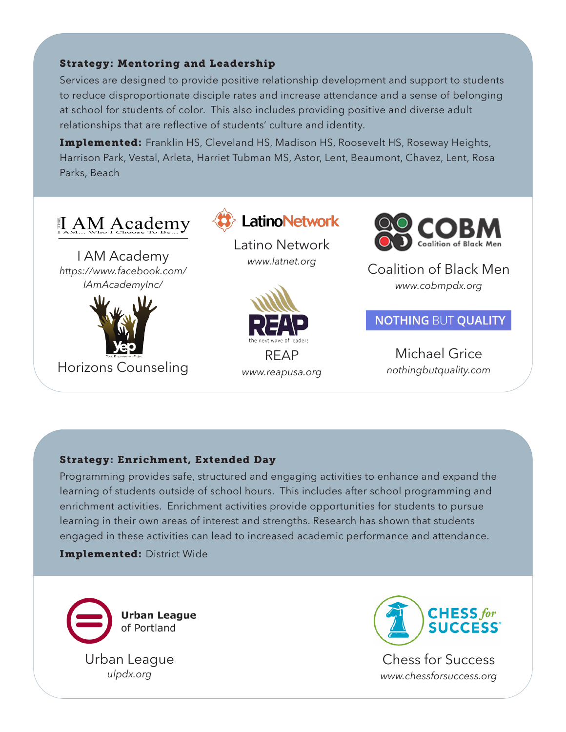**Strategy: Mentoring and Leadership**

Services are designed to provide positive relationship development and support to students to reduce disproportionate disciple rates and increase attendance and a sense of belonging at school for students of color. This also includes providing positive and diverse adult relationships that are reflective of students' culture and identity.

**Implemented:** Franklin HS, Cleveland HS, Madison HS, Roosevelt HS, Roseway Heights, Harrison Park, Vestal, Arleta, Harriet Tubman MS, Astor, Lent, Beaumont, Chavez, Lent, Rosa Parks, Beach

I AM Academy
*https://www.facebook.com/IAmAcademyInc/*

Horizons Counseling

Latino Network
*www.latnet.org*

REAP
*www.reapusa.org*

Coalition of Black Men
*www.cobmpdx.org*

Michael Grice
*nothingbutquality.com*

**Strategy: Enrichment, Extended Day**

Programming provides safe, structured and engaging activities to enhance and expand the learning of students outside of school hours. This includes after school programming and enrichment activities. Enrichment activities provide opportunities for students to pursue learning in their own areas of interest and strengths. Research has shown that students engaged in these activities can lead to increased academic performance and attendance.

**Implemented:** District Wide

Urban League
*ulpdx.org*

Chess for Success
*www.chessforsuccess.org*